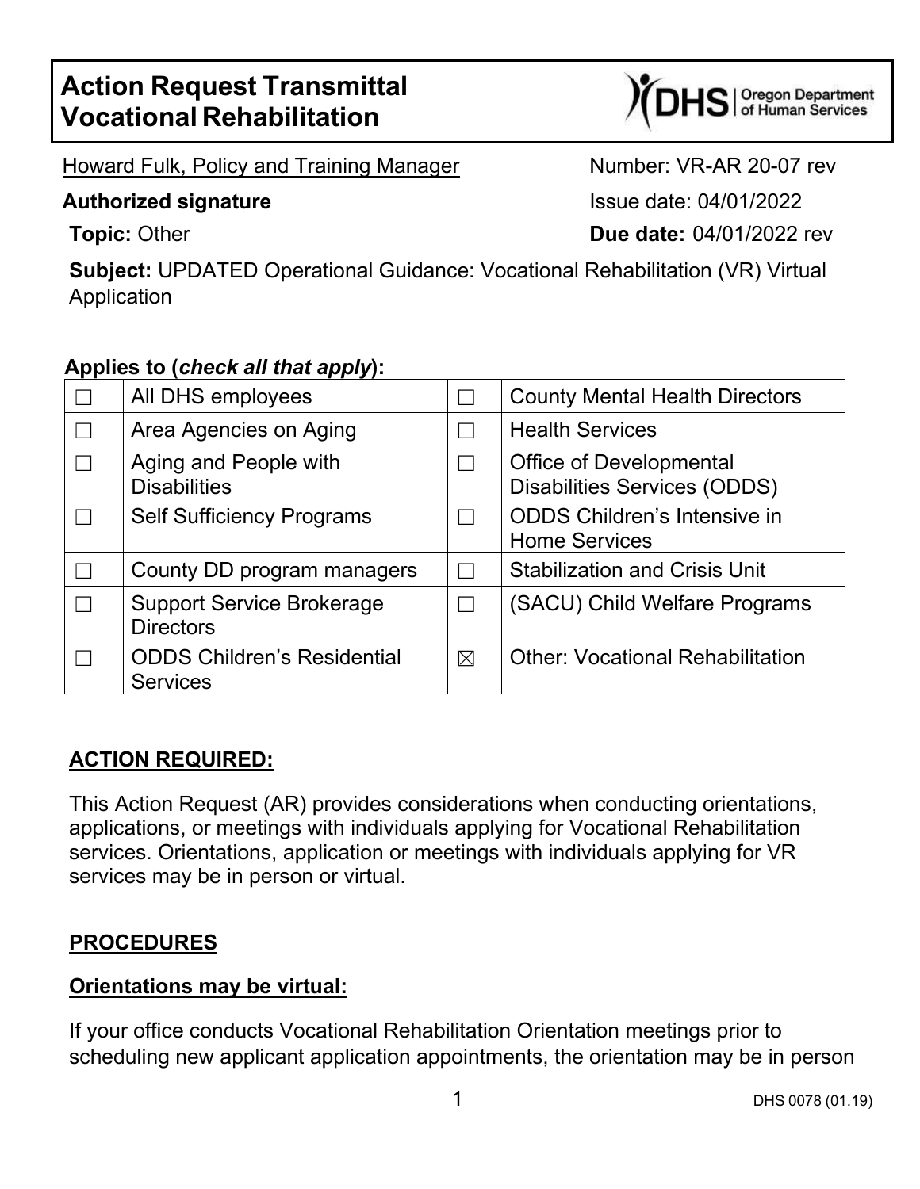# Action Request Transmittal
# Vocational Rehabilitation

Howard Fulk, Policy and Training Manager

**Authorized signature**

Number: VR-AR 20-07 rev

Issue date: 04/01/2022

**Topic:** Other

**Due date:** 04/01/2022 rev

**Subject:** UPDATED Operational Guidance: Vocational Rehabilitation (VR) Virtual Application

**Applies to (*check all that apply*):**

| | | | |
|---|---|---|---|
| ☐ | All DHS employees | ☐ | County Mental Health Directors |
| ☐ | Area Agencies on Aging | ☐ | Health Services |
| ☐ | Aging and People with Disabilities | ☐ | Office of Developmental Disabilities Services (ODDS) |
| ☐ | Self Sufficiency Programs | ☐ | ODDS Children's Intensive in Home Services |
| ☐ | County DD program managers | ☐ | Stabilization and Crisis Unit |
| ☐ | Support Service Brokerage Directors | ☐ | (SACU) Child Welfare Programs |
| ☐ | ODDS Children's Residential Services | ☒ | Other: Vocational Rehabilitation |

## ACTION REQUIRED:

This Action Request (AR) provides considerations when conducting orientations, applications, or meetings with individuals applying for Vocational Rehabilitation services. Orientations, application or meetings with individuals applying for VR services may be in person or virtual.

## PROCEDURES

### Orientations may be virtual:

If your office conducts Vocational Rehabilitation Orientation meetings prior to scheduling new applicant application appointments, the orientation may be in person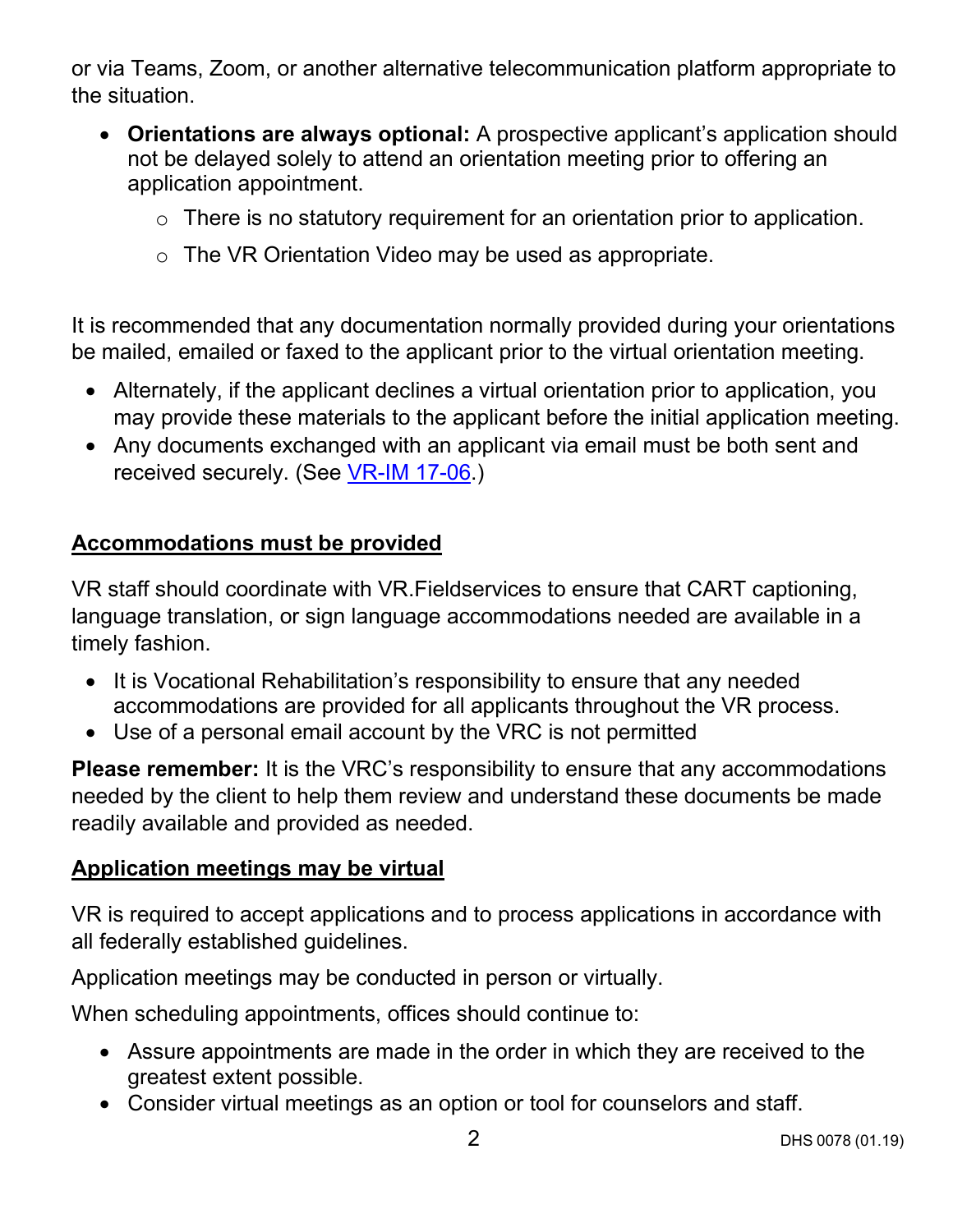or via Teams, Zoom, or another alternative telecommunication platform appropriate to the situation.

- **Orientations are always optional:** A prospective applicant's application should not be delayed solely to attend an orientation meeting prior to offering an application appointment.
  - There is no statutory requirement for an orientation prior to application.
  - The VR Orientation Video may be used as appropriate.

It is recommended that any documentation normally provided during your orientations be mailed, emailed or faxed to the applicant prior to the virtual orientation meeting.

- Alternately, if the applicant declines a virtual orientation prior to application, you may provide these materials to the applicant before the initial application meeting.
- Any documents exchanged with an applicant via email must be both sent and received securely. (See [VR-IM 17-06](VR-IM 17-06).)

## Accommodations must be provided

VR staff should coordinate with VR.Fieldservices to ensure that CART captioning, language translation, or sign language accommodations needed are available in a timely fashion.

- It is Vocational Rehabilitation's responsibility to ensure that any needed accommodations are provided for all applicants throughout the VR process.
- Use of a personal email account by the VRC is not permitted

**Please remember:** It is the VRC's responsibility to ensure that any accommodations needed by the client to help them review and understand these documents be made readily available and provided as needed.

## Application meetings may be virtual

VR is required to accept applications and to process applications in accordance with all federally established guidelines.

Application meetings may be conducted in person or virtually.

When scheduling appointments, offices should continue to:

- Assure appointments are made in the order in which they are received to the greatest extent possible.
- Consider virtual meetings as an option or tool for counselors and staff.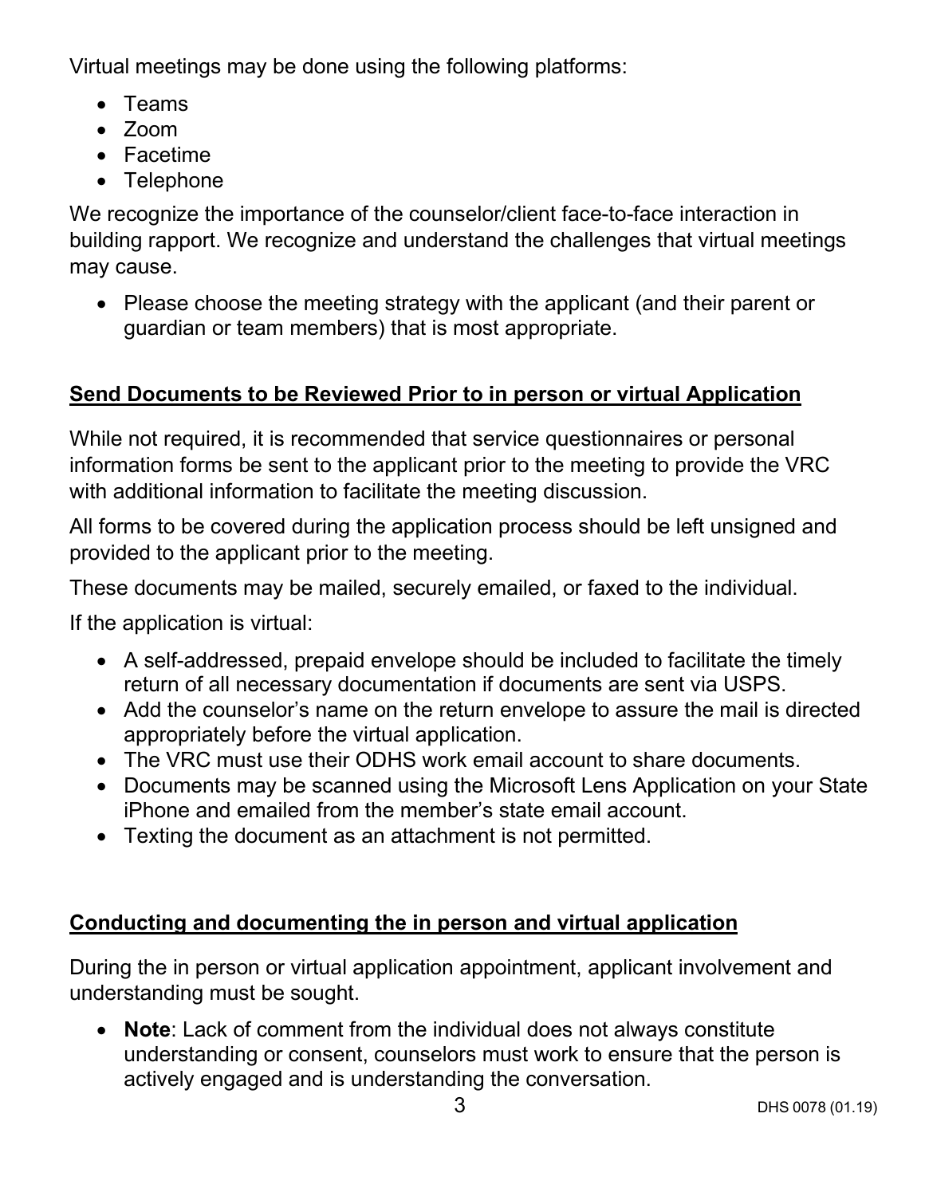Virtual meetings may be done using the following platforms:

- Teams
- Zoom
- Facetime
- Telephone

We recognize the importance of the counselor/client face-to-face interaction in building rapport. We recognize and understand the challenges that virtual meetings may cause.

- Please choose the meeting strategy with the applicant (and their parent or guardian or team members) that is most appropriate.

## Send Documents to be Reviewed Prior to in person or virtual Application

While not required, it is recommended that service questionnaires or personal information forms be sent to the applicant prior to the meeting to provide the VRC with additional information to facilitate the meeting discussion.

All forms to be covered during the application process should be left unsigned and provided to the applicant prior to the meeting.

These documents may be mailed, securely emailed, or faxed to the individual.

If the application is virtual:

- A self-addressed, prepaid envelope should be included to facilitate the timely return of all necessary documentation if documents are sent via USPS.
- Add the counselor's name on the return envelope to assure the mail is directed appropriately before the virtual application.
- The VRC must use their ODHS work email account to share documents.
- Documents may be scanned using the Microsoft Lens Application on your State iPhone and emailed from the member's state email account.
- Texting the document as an attachment is not permitted.

## Conducting and documenting the in person and virtual application

During the in person or virtual application appointment, applicant involvement and understanding must be sought.

- **Note**: Lack of comment from the individual does not always constitute understanding or consent, counselors must work to ensure that the person is actively engaged and is understanding the conversation.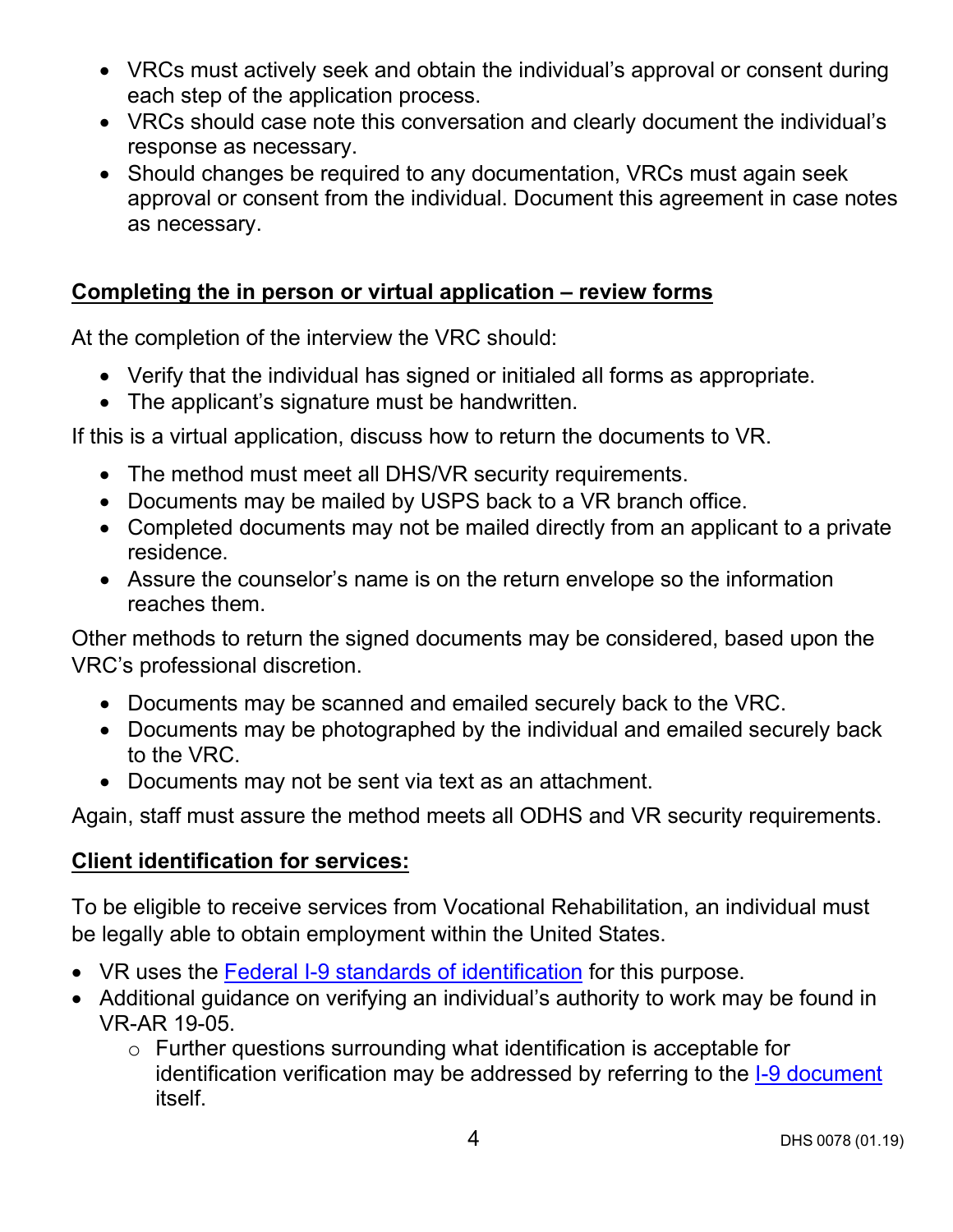- VRCs must actively seek and obtain the individual's approval or consent during each step of the application process.
- VRCs should case note this conversation and clearly document the individual's response as necessary.
- Should changes be required to any documentation, VRCs must again seek approval or consent from the individual. Document this agreement in case notes as necessary.

**Completing the in person or virtual application – review forms**

At the completion of the interview the VRC should:

- Verify that the individual has signed or initialed all forms as appropriate.
- The applicant's signature must be handwritten.

If this is a virtual application, discuss how to return the documents to VR.

- The method must meet all DHS/VR security requirements.
- Documents may be mailed by USPS back to a VR branch office.
- Completed documents may not be mailed directly from an applicant to a private residence.
- Assure the counselor's name is on the return envelope so the information reaches them.

Other methods to return the signed documents may be considered, based upon the VRC's professional discretion.

- Documents may be scanned and emailed securely back to the VRC.
- Documents may be photographed by the individual and emailed securely back to the VRC.
- Documents may not be sent via text as an attachment.

Again, staff must assure the method meets all ODHS and VR security requirements.

**Client identification for services:**

To be eligible to receive services from Vocational Rehabilitation, an individual must be legally able to obtain employment within the United States.

- VR uses the [Federal I-9 standards of identification]() for this purpose.
- Additional guidance on verifying an individual's authority to work may be found in VR-AR 19-05.
  - Further questions surrounding what identification is acceptable for identification verification may be addressed by referring to the [I-9 document]() itself.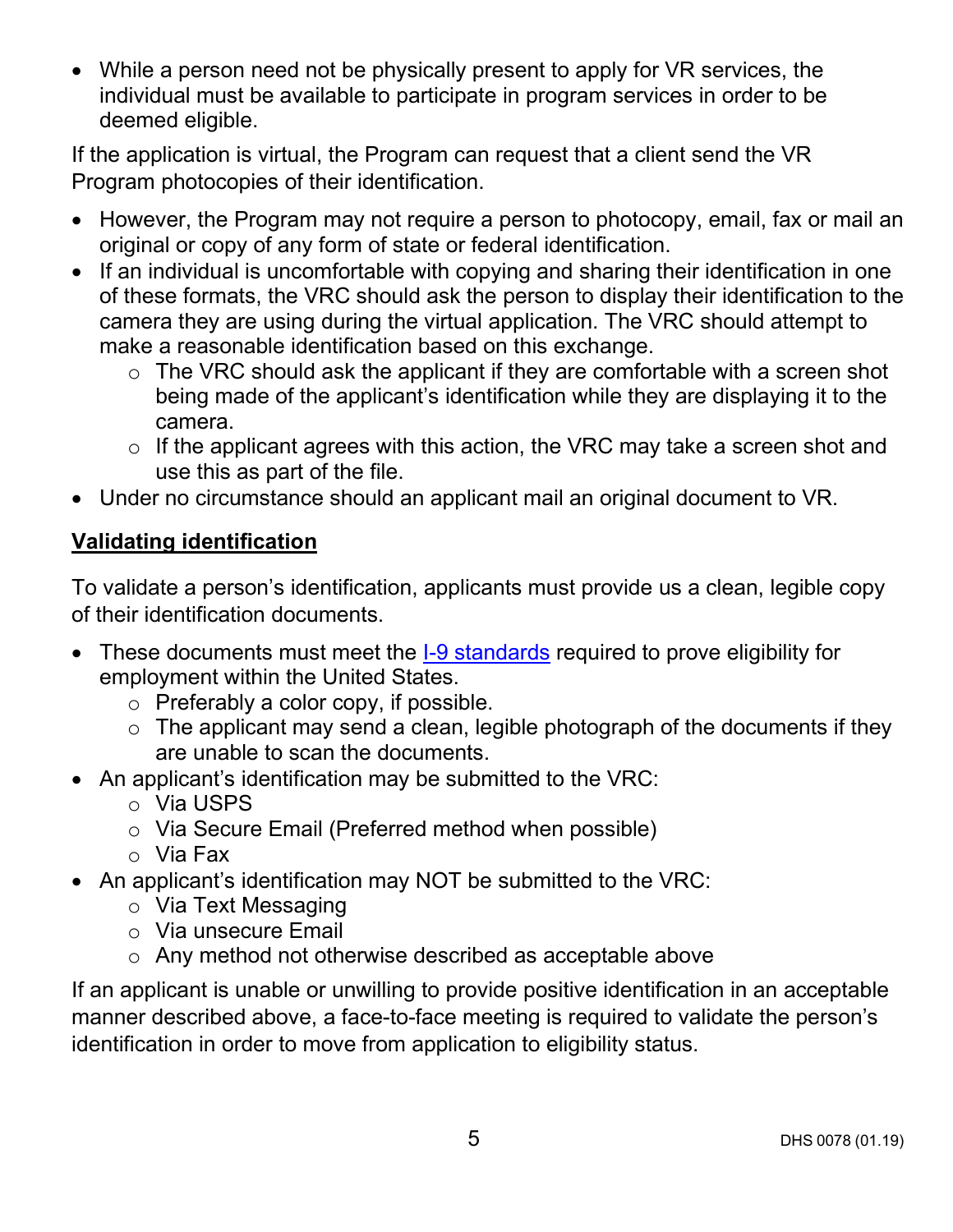- While a person need not be physically present to apply for VR services, the individual must be available to participate in program services in order to be deemed eligible.

If the application is virtual, the Program can request that a client send the VR Program photocopies of their identification.

- However, the Program may not require a person to photocopy, email, fax or mail an original or copy of any form of state or federal identification.
- If an individual is uncomfortable with copying and sharing their identification in one of these formats, the VRC should ask the person to display their identification to the camera they are using during the virtual application. The VRC should attempt to make a reasonable identification based on this exchange.
  - The VRC should ask the applicant if they are comfortable with a screen shot being made of the applicant's identification while they are displaying it to the camera.
  - If the applicant agrees with this action, the VRC may take a screen shot and use this as part of the file.
- Under no circumstance should an applicant mail an original document to VR.

**Validating identification**

To validate a person's identification, applicants must provide us a clean, legible copy of their identification documents.

- These documents must meet the I-9 standards required to prove eligibility for employment within the United States.
  - Preferably a color copy, if possible.
  - The applicant may send a clean, legible photograph of the documents if they are unable to scan the documents.
- An applicant's identification may be submitted to the VRC:
  - Via USPS
  - Via Secure Email (Preferred method when possible)
  - Via Fax
- An applicant's identification may NOT be submitted to the VRC:
  - Via Text Messaging
  - Via unsecure Email
  - Any method not otherwise described as acceptable above

If an applicant is unable or unwilling to provide positive identification in an acceptable manner described above, a face-to-face meeting is required to validate the person's identification in order to move from application to eligibility status.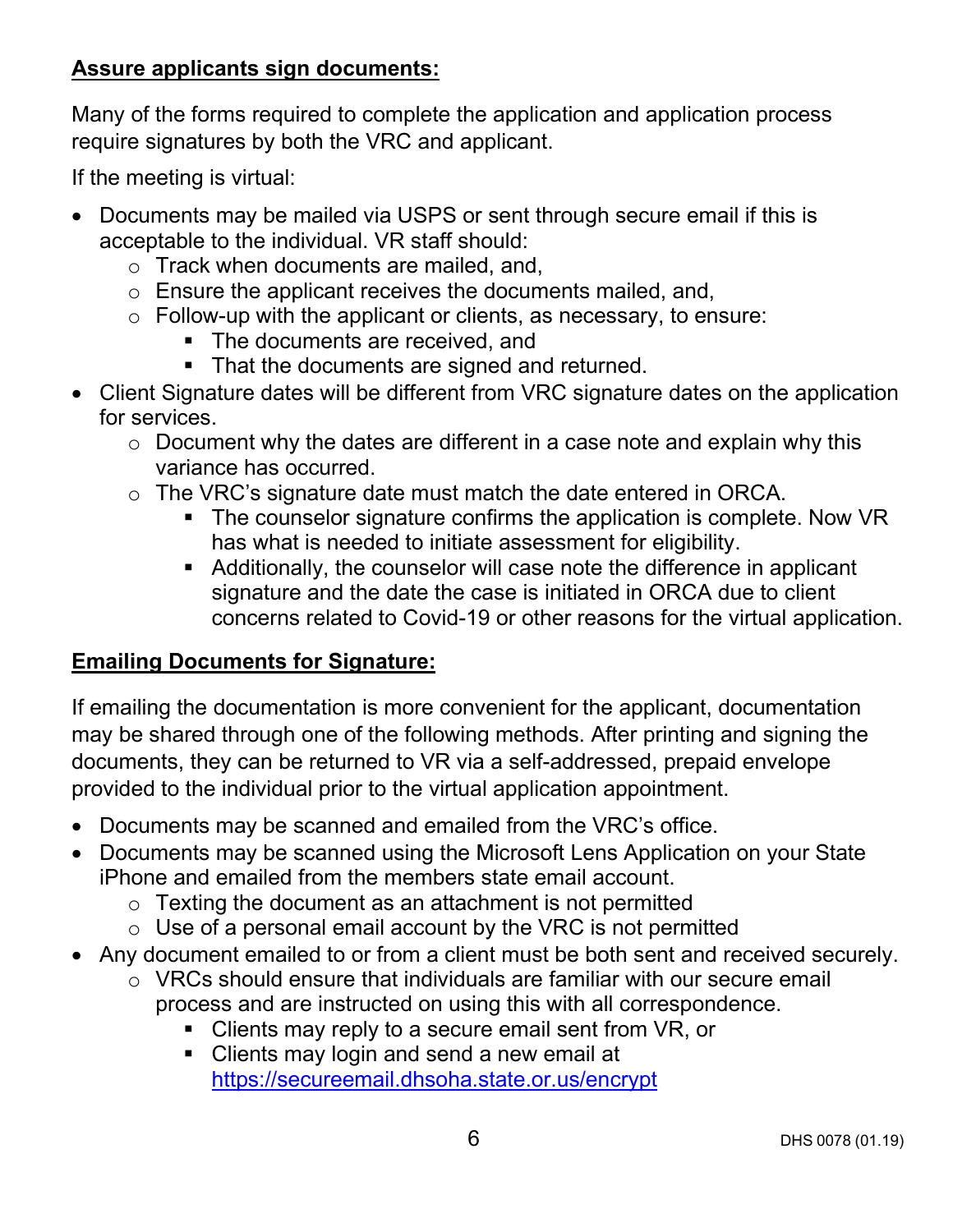**Assure applicants sign documents:**

Many of the forms required to complete the application and application process require signatures by both the VRC and applicant.

If the meeting is virtual:

- Documents may be mailed via USPS or sent through secure email if this is acceptable to the individual. VR staff should:
    - Track when documents are mailed, and,
    - Ensure the applicant receives the documents mailed, and,
    - Follow-up with the applicant or clients, as necessary, to ensure:
        - The documents are received, and
        - That the documents are signed and returned.
- Client Signature dates will be different from VRC signature dates on the application for services.
    - Document why the dates are different in a case note and explain why this variance has occurred.
    - The VRC's signature date must match the date entered in ORCA.
        - The counselor signature confirms the application is complete. Now VR has what is needed to initiate assessment for eligibility.
        - Additionally, the counselor will case note the difference in applicant signature and the date the case is initiated in ORCA due to client concerns related to Covid-19 or other reasons for the virtual application.

**Emailing Documents for Signature:**

If emailing the documentation is more convenient for the applicant, documentation may be shared through one of the following methods. After printing and signing the documents, they can be returned to VR via a self-addressed, prepaid envelope provided to the individual prior to the virtual application appointment.

- Documents may be scanned and emailed from the VRC's office.
- Documents may be scanned using the Microsoft Lens Application on your State iPhone and emailed from the members state email account.
    - Texting the document as an attachment is not permitted
    - Use of a personal email account by the VRC is not permitted
- Any document emailed to or from a client must be both sent and received securely.
    - VRCs should ensure that individuals are familiar with our secure email process and are instructed on using this with all correspondence.
        - Clients may reply to a secure email sent from VR, or
        - Clients may login and send a new email at [https://secureemail.dhsoha.state.or.us/encrypt](https://secureemail.dhsoha.state.or.us/encrypt)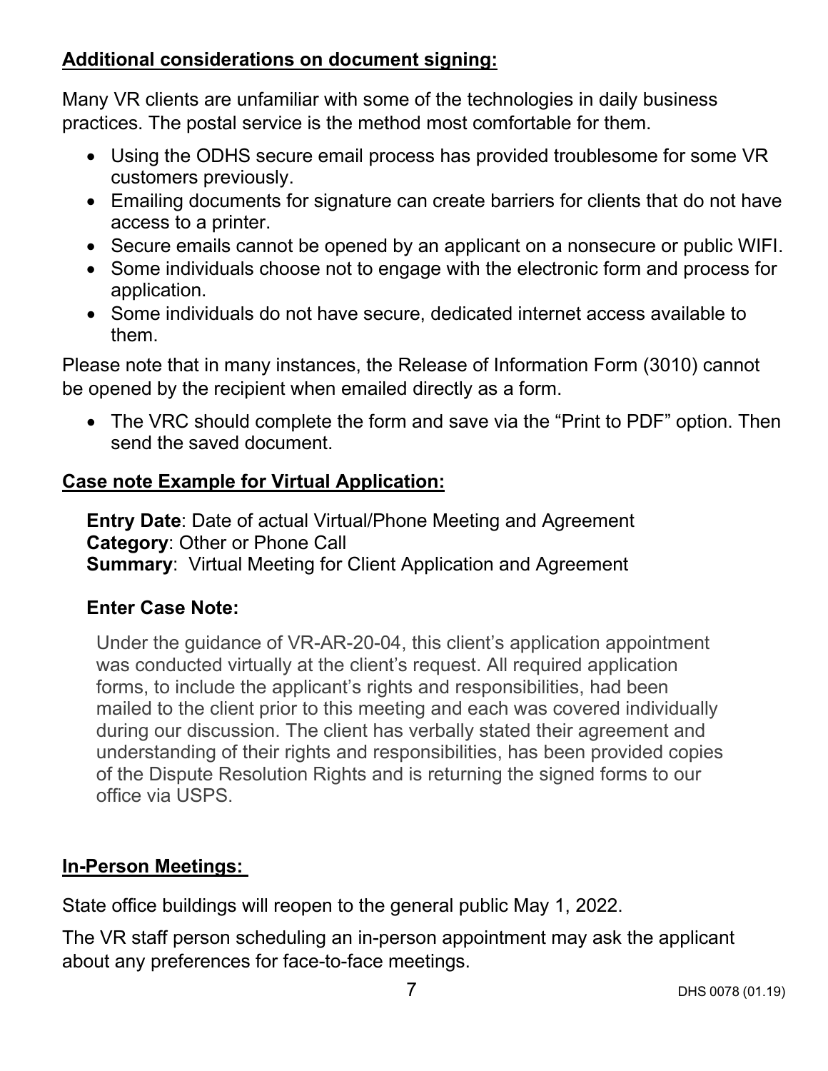**Additional considerations on document signing:**

Many VR clients are unfamiliar with some of the technologies in daily business practices. The postal service is the method most comfortable for them.

- Using the ODHS secure email process has provided troublesome for some VR customers previously.
- Emailing documents for signature can create barriers for clients that do not have access to a printer.
- Secure emails cannot be opened by an applicant on a nonsecure or public WIFI.
- Some individuals choose not to engage with the electronic form and process for application.
- Some individuals do not have secure, dedicated internet access available to them.

Please note that in many instances, the Release of Information Form (3010) cannot be opened by the recipient when emailed directly as a form.

- The VRC should complete the form and save via the "Print to PDF" option. Then send the saved document.

**Case note Example for Virtual Application:**

**Entry Date**: Date of actual Virtual/Phone Meeting and Agreement
**Category**: Other or Phone Call
**Summary**: Virtual Meeting for Client Application and Agreement

**Enter Case Note:**

Under the guidance of VR-AR-20-04, this client's application appointment was conducted virtually at the client's request. All required application forms, to include the applicant's rights and responsibilities, had been mailed to the client prior to this meeting and each was covered individually during our discussion. The client has verbally stated their agreement and understanding of their rights and responsibilities, has been provided copies of the Dispute Resolution Rights and is returning the signed forms to our office via USPS.

**In-Person Meetings:**

State office buildings will reopen to the general public May 1, 2022.

The VR staff person scheduling an in-person appointment may ask the applicant about any preferences for face-to-face meetings.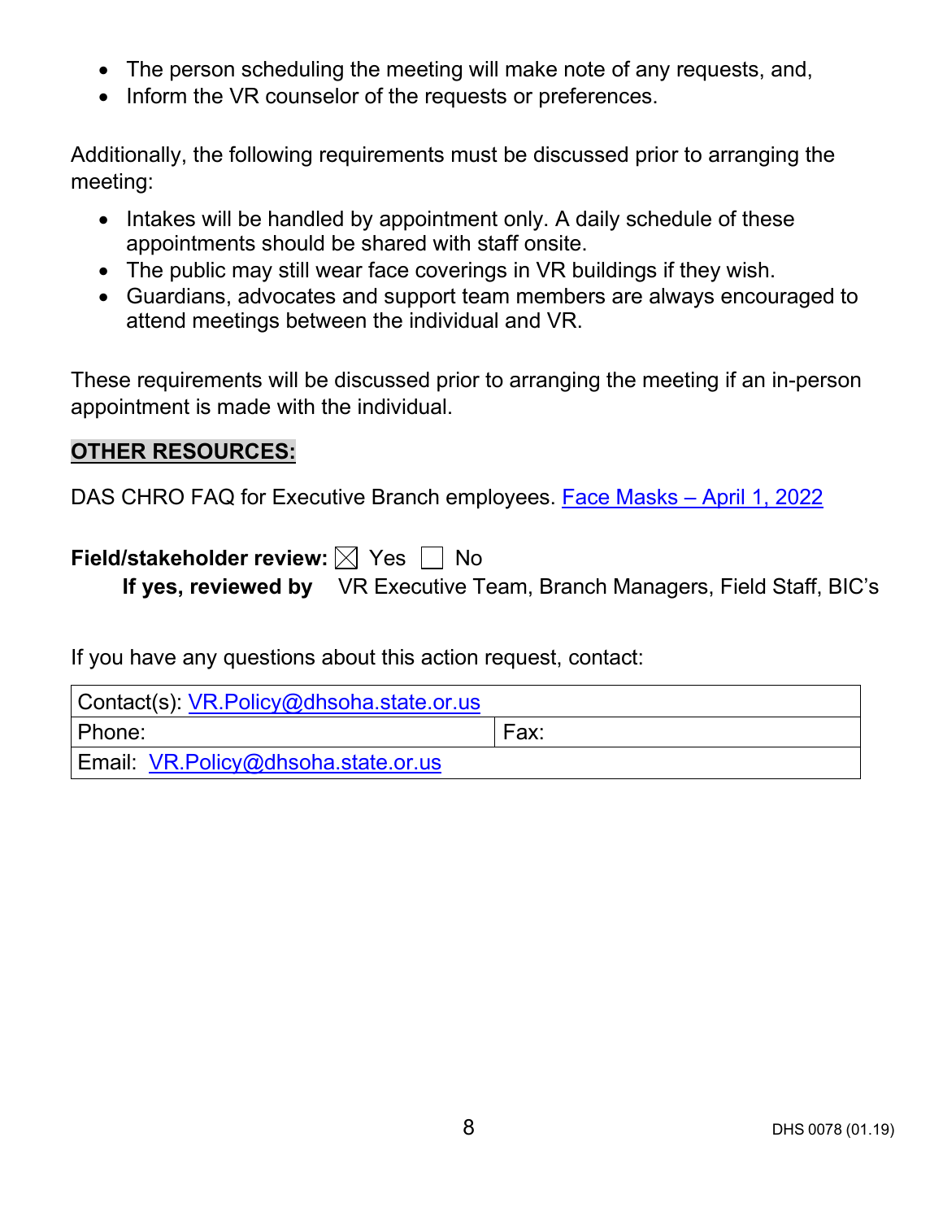- The person scheduling the meeting will make note of any requests, and,
- Inform the VR counselor of the requests or preferences.

Additionally, the following requirements must be discussed prior to arranging the meeting:

- Intakes will be handled by appointment only. A daily schedule of these appointments should be shared with staff onsite.
- The public may still wear face coverings in VR buildings if they wish.
- Guardians, advocates and support team members are always encouraged to attend meetings between the individual and VR.

These requirements will be discussed prior to arranging the meeting if an in-person appointment is made with the individual.

## OTHER RESOURCES:

DAS CHRO FAQ for Executive Branch employees. [Face Masks – April 1, 2022]

**Field/stakeholder review:** ☒ Yes ☐ No

**If yes, reviewed by** VR Executive Team, Branch Managers, Field Staff, BIC's

If you have any questions about this action request, contact:

| | |
|---|---|
| Contact(s): VR.Policy@dhsoha.state.or.us | |
| Phone: | Fax: |
| Email: VR.Policy@dhsoha.state.or.us | |

DHS 0078 (01.19)